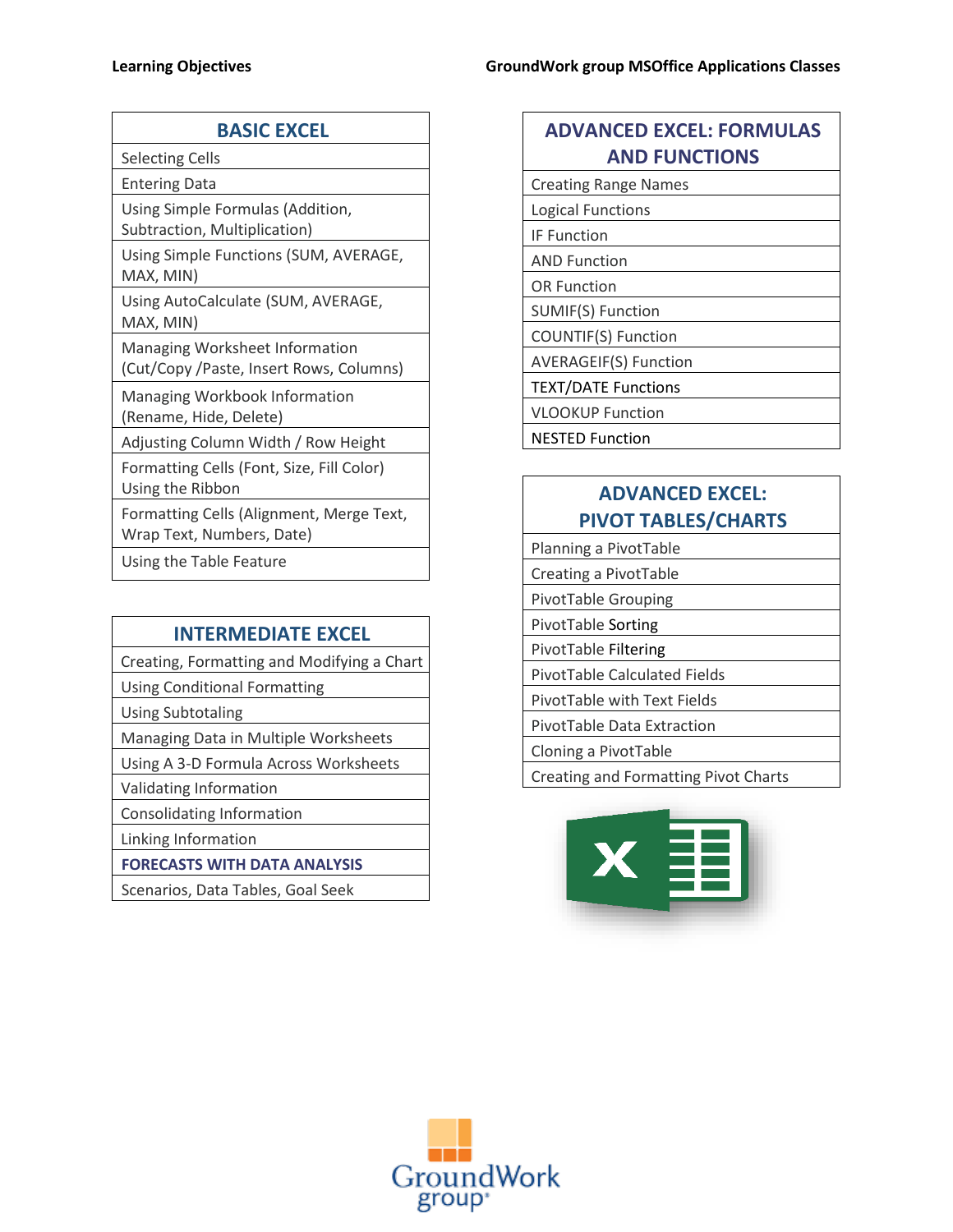**Learning Objectives** **GroundWork group MSOffice Applications Classes**

| BASIC EXCEL |
| --- |
| Selecting Cells |
| Entering Data |
| Using Simple Formulas (Addition, Subtraction, Multiplication) |
| Using Simple Functions (SUM, AVERAGE, MAX, MIN) |
| Using AutoCalculate (SUM, AVERAGE, MAX, MIN) |
| Managing Worksheet Information (Cut/Copy /Paste, Insert Rows, Columns) |
| Managing Workbook Information (Rename, Hide, Delete) |
| Adjusting Column Width / Row Height |
| Formatting Cells (Font, Size, Fill Color) Using the Ribbon |
| Formatting Cells (Alignment, Merge Text, Wrap Text, Numbers, Date) |
| Using the Table Feature |

| INTERMEDIATE EXCEL |
| --- |
| Creating, Formatting and Modifying a Chart |
| Using Conditional Formatting |
| Using Subtotaling |
| Managing Data in Multiple Worksheets |
| Using A 3-D Formula Across Worksheets |
| Validating Information |
| Consolidating Information |
| Linking Information |
| **FORECASTS WITH DATA ANALYSIS** |
| Scenarios, Data Tables, Goal Seek |

| ADVANCED EXCEL: FORMULAS AND FUNCTIONS |
| --- |
| Creating Range Names |
| Logical Functions |
| IF Function |
| AND Function |
| OR Function |
| SUMIF(S) Function |
| COUNTIF(S) Function |
| AVERAGEIF(S) Function |
| TEXT/DATE Functions |
| VLOOKUP Function |
| NESTED Function |

| ADVANCED EXCEL: PIVOT TABLES/CHARTS |
| --- |
| Planning a PivotTable |
| Creating a PivotTable |
| PivotTable Grouping |
| PivotTable Sorting |
| PivotTable Filtering |
| PivotTable Calculated Fields |
| PivotTable with Text Fields |
| PivotTable Data Extraction |
| Cloning a PivotTable |
| Creating and Formatting Pivot Charts |

GroundWork group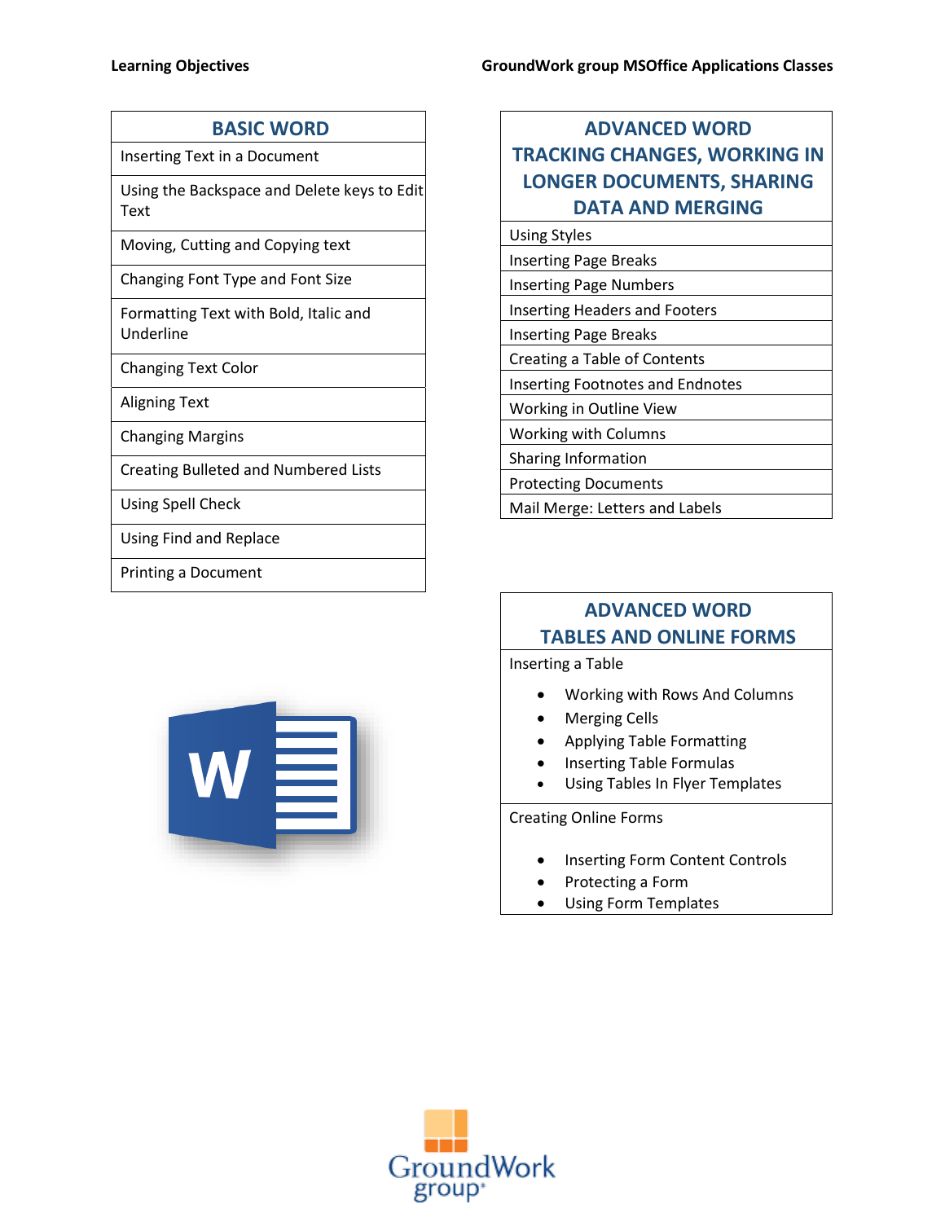**Learning Objectives** **GroundWork group MSOffice Applications Classes**

| BASIC WORD |
|---|
| Inserting Text in a Document |
| Using the Backspace and Delete keys to Edit Text |
| Moving, Cutting and Copying text |
| Changing Font Type and Font Size |
| Formatting Text with Bold, Italic and Underline |
| Changing Text Color |
| Aligning Text |
| Changing Margins |
| Creating Bulleted and Numbered Lists |
| Using Spell Check |
| Using Find and Replace |
| Printing a Document |

| ADVANCED WORD TRACKING CHANGES, WORKING IN LONGER DOCUMENTS, SHARING DATA AND MERGING |
|---|
| Using Styles |
| Inserting Page Breaks |
| Inserting Page Numbers |
| Inserting Headers and Footers |
| Inserting Page Breaks |
| Creating a Table of Contents |
| Inserting Footnotes and Endnotes |
| Working in Outline View |
| Working with Columns |
| Sharing Information |
| Protecting Documents |
| Mail Merge: Letters and Labels |

| ADVANCED WORD TABLES AND ONLINE FORMS |
|---|
| Inserting a Table<br>• Working with Rows And Columns<br>• Merging Cells<br>• Applying Table Formatting<br>• Inserting Table Formulas<br>• Using Tables In Flyer Templates |
| Creating Online Forms<br>• Inserting Form Content Controls<br>• Protecting a Form<br>• Using Form Templates |

GroundWork group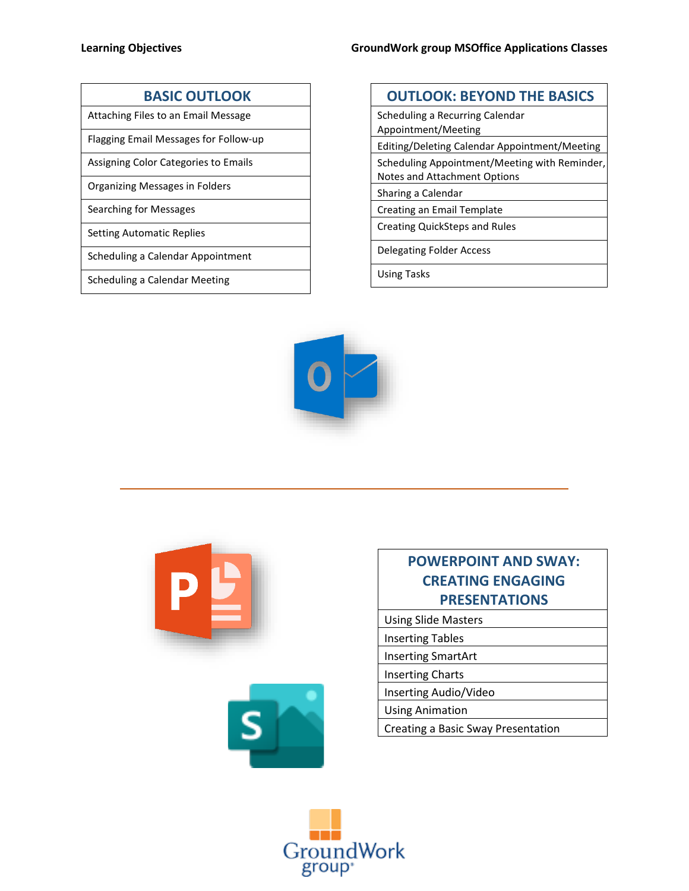**Learning Objectives** **GroundWork group MSOffice Applications Classes**

| BASIC OUTLOOK |
|---|
| Attaching Files to an Email Message |
| Flagging Email Messages for Follow-up |
| Assigning Color Categories to Emails |
| Organizing Messages in Folders |
| Searching for Messages |
| Setting Automatic Replies |
| Scheduling a Calendar Appointment |
| Scheduling a Calendar Meeting |

| OUTLOOK: BEYOND THE BASICS |
|---|
| Scheduling a Recurring Calendar Appointment/Meeting |
| Editing/Deleting Calendar Appointment/Meeting |
| Scheduling Appointment/Meeting with Reminder, Notes and Attachment Options |
| Sharing a Calendar |
| Creating an Email Template |
| Creating QuickSteps and Rules |
| Delegating Folder Access |
| Using Tasks |

---

| POWERPOINT AND SWAY: CREATING ENGAGING PRESENTATIONS |
|---|
| Using Slide Masters |
| Inserting Tables |
| Inserting SmartArt |
| Inserting Charts |
| Inserting Audio/Video |
| Using Animation |
| Creating a Basic Sway Presentation |

GroundWork group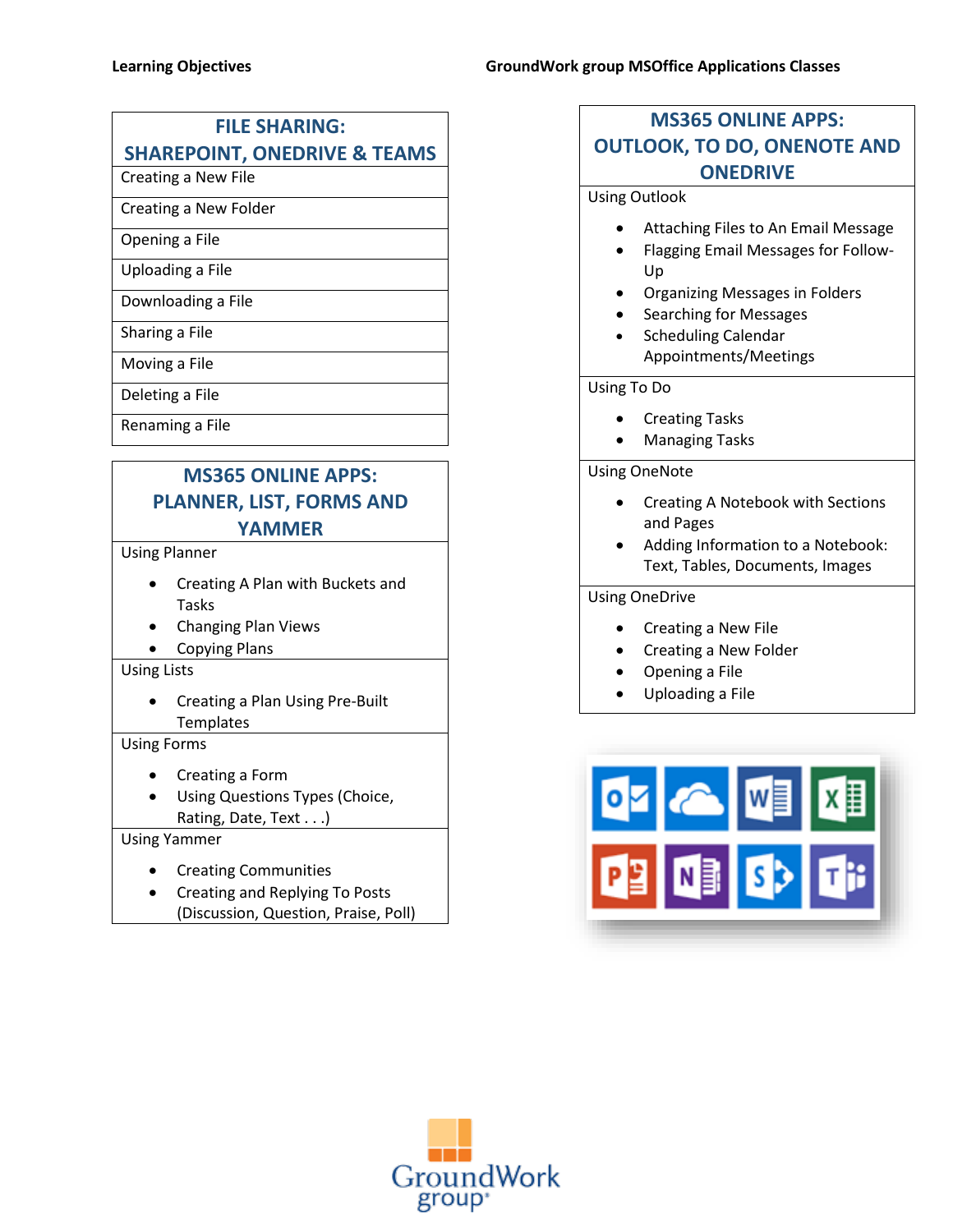**Learning Objectives**

**GroundWork group MSOffice Applications Classes**

| FILE SHARING: SHAREPOINT, ONEDRIVE & TEAMS |
|---|
| Creating a New File |
| Creating a New Folder |
| Opening a File |
| Uploading a File |
| Downloading a File |
| Sharing a File |
| Moving a File |
| Deleting a File |
| Renaming a File |

## MS365 ONLINE APPS: PLANNER, LIST, FORMS AND YAMMER

Using Planner

- Creating A Plan with Buckets and Tasks
- Changing Plan Views
- Copying Plans

Using Lists

- Creating a Plan Using Pre-Built Templates

Using Forms

- Creating a Form
- Using Questions Types (Choice, Rating, Date, Text . . .)

Using Yammer

- Creating Communities
- Creating and Replying To Posts (Discussion, Question, Praise, Poll)

## MS365 ONLINE APPS: OUTLOOK, TO DO, ONENOTE AND ONEDRIVE

Using Outlook

- Attaching Files to An Email Message
- Flagging Email Messages for Follow-Up
- Organizing Messages in Folders
- Searching for Messages
- Scheduling Calendar Appointments/Meetings

Using To Do

- Creating Tasks
- Managing Tasks

Using OneNote

- Creating A Notebook with Sections and Pages
- Adding Information to a Notebook: Text, Tables, Documents, Images

Using OneDrive

- Creating a New File
- Creating a New Folder
- Opening a File
- Uploading a File

GroundWork group